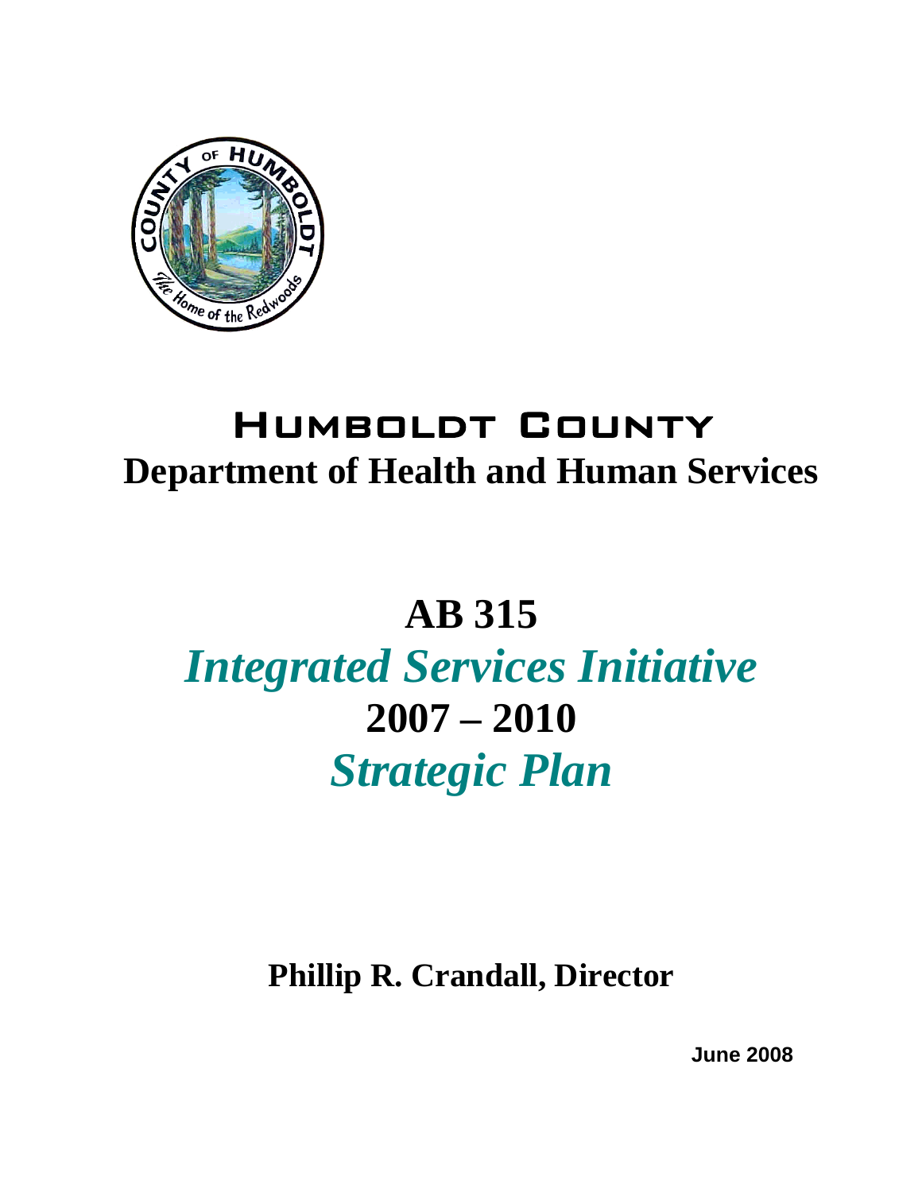# Humboldt County

## Department of Health and Human Services

# AB 315

# *Integrated Services Initiative*

# 2007 – 2010

# *Strategic Plan*

**Phillip R. Crandall, Director**

**June 2008**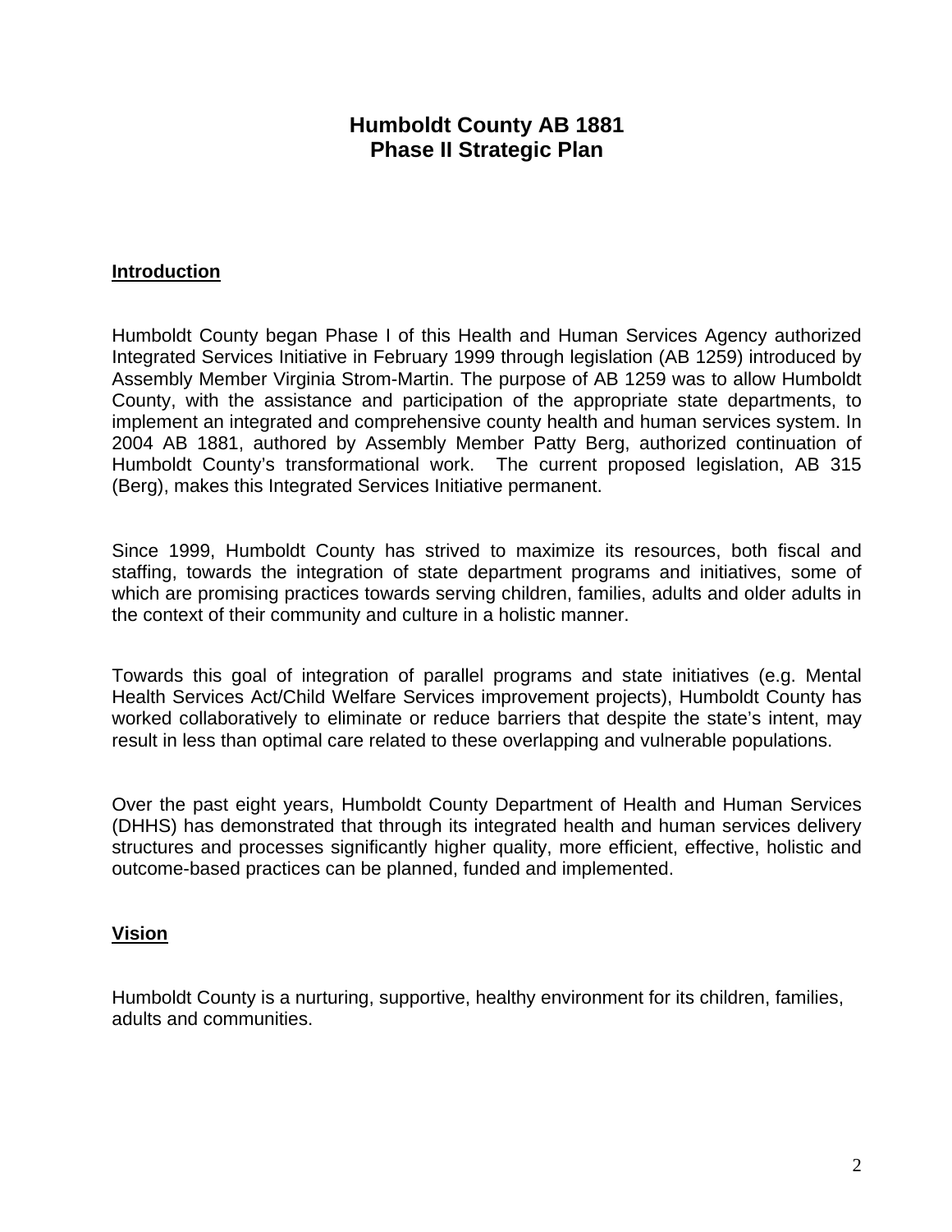# Humboldt County AB 1881
# Phase II Strategic Plan

## Introduction

Humboldt County began Phase I of this Health and Human Services Agency authorized Integrated Services Initiative in February 1999 through legislation (AB 1259) introduced by Assembly Member Virginia Strom-Martin. The purpose of AB 1259 was to allow Humboldt County, with the assistance and participation of the appropriate state departments, to implement an integrated and comprehensive county health and human services system. In 2004 AB 1881, authored by Assembly Member Patty Berg, authorized continuation of Humboldt County's transformational work. The current proposed legislation, AB 315 (Berg), makes this Integrated Services Initiative permanent.

Since 1999, Humboldt County has strived to maximize its resources, both fiscal and staffing, towards the integration of state department programs and initiatives, some of which are promising practices towards serving children, families, adults and older adults in the context of their community and culture in a holistic manner.

Towards this goal of integration of parallel programs and state initiatives (e.g. Mental Health Services Act/Child Welfare Services improvement projects), Humboldt County has worked collaboratively to eliminate or reduce barriers that despite the state's intent, may result in less than optimal care related to these overlapping and vulnerable populations.

Over the past eight years, Humboldt County Department of Health and Human Services (DHHS) has demonstrated that through its integrated health and human services delivery structures and processes significantly higher quality, more efficient, effective, holistic and outcome-based practices can be planned, funded and implemented.

## Vision

Humboldt County is a nurturing, supportive, healthy environment for its children, families, adults and communities.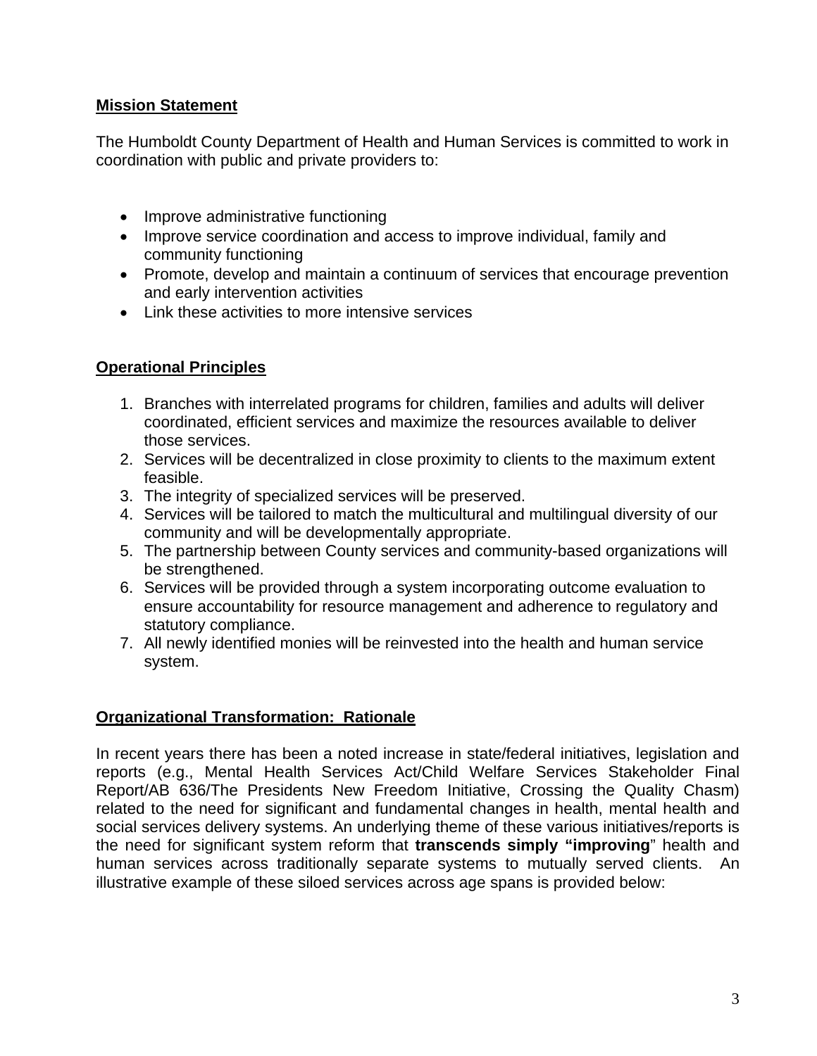## Mission Statement

The Humboldt County Department of Health and Human Services is committed to work in coordination with public and private providers to:

- Improve administrative functioning
- Improve service coordination and access to improve individual, family and community functioning
- Promote, develop and maintain a continuum of services that encourage prevention and early intervention activities
- Link these activities to more intensive services

## Operational Principles

1. Branches with interrelated programs for children, families and adults will deliver coordinated, efficient services and maximize the resources available to deliver those services.
2. Services will be decentralized in close proximity to clients to the maximum extent feasible.
3. The integrity of specialized services will be preserved.
4. Services will be tailored to match the multicultural and multilingual diversity of our community and will be developmentally appropriate.
5. The partnership between County services and community-based organizations will be strengthened.
6. Services will be provided through a system incorporating outcome evaluation to ensure accountability for resource management and adherence to regulatory and statutory compliance.
7. All newly identified monies will be reinvested into the health and human service system.

## Organizational Transformation: Rationale

In recent years there has been a noted increase in state/federal initiatives, legislation and reports (e.g., Mental Health Services Act/Child Welfare Services Stakeholder Final Report/AB 636/The Presidents New Freedom Initiative, Crossing the Quality Chasm) related to the need for significant and fundamental changes in health, mental health and social services delivery systems. An underlying theme of these various initiatives/reports is the need for significant system reform that **transcends simply "improving**" health and human services across traditionally separate systems to mutually served clients. An illustrative example of these siloed services across age spans is provided below: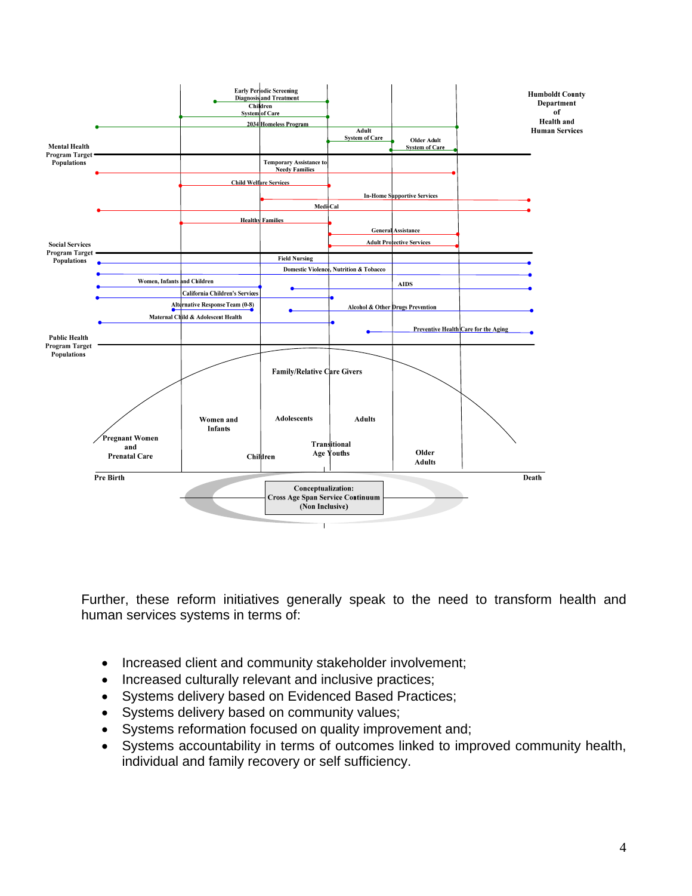Humboldt County Department of Health and Human Services

Mental Health Program Target Populations

- Early Periodic Screening Diagnosis and Treatment
- Children System of Care
- 2034 Homeless Program
- Adult System of Care
- Older Adult System of Care

Social Services Program Target Populations

- Temporary Assistance to Needy Families
- Child Welfare Services
- In-Home Supportive Services
- Medi-Cal
- Healthy Families
- General Assistance
- Adult Protective Services

Public Health Program Target Populations

- Field Nursing
- Domestic Violence, Nutrition & Tobacco
- Women, Infants and Children
- AIDS
- California Children's Services
- Alternative Response Team (0-8)
- Alcohol & Other Drugs Prevention
- Maternal Child & Adolescent Health
- Preventive Health Care for the Aging

Family/Relative Care Givers

Pre Birth — Pregnant Women and Prenatal Care — Women and Infants — Children — Adolescents — Transitional Age Youths — Adults — Older Adults — Death

Conceptualization: Cross Age Span Service Continuum (Non Inclusive)

Further, these reform initiatives generally speak to the need to transform health and human services systems in terms of:

- Increased client and community stakeholder involvement;
- Increased culturally relevant and inclusive practices;
- Systems delivery based on Evidenced Based Practices;
- Systems delivery based on community values;
- Systems reformation focused on quality improvement and;
- Systems accountability in terms of outcomes linked to improved community health, individual and family recovery or self sufficiency.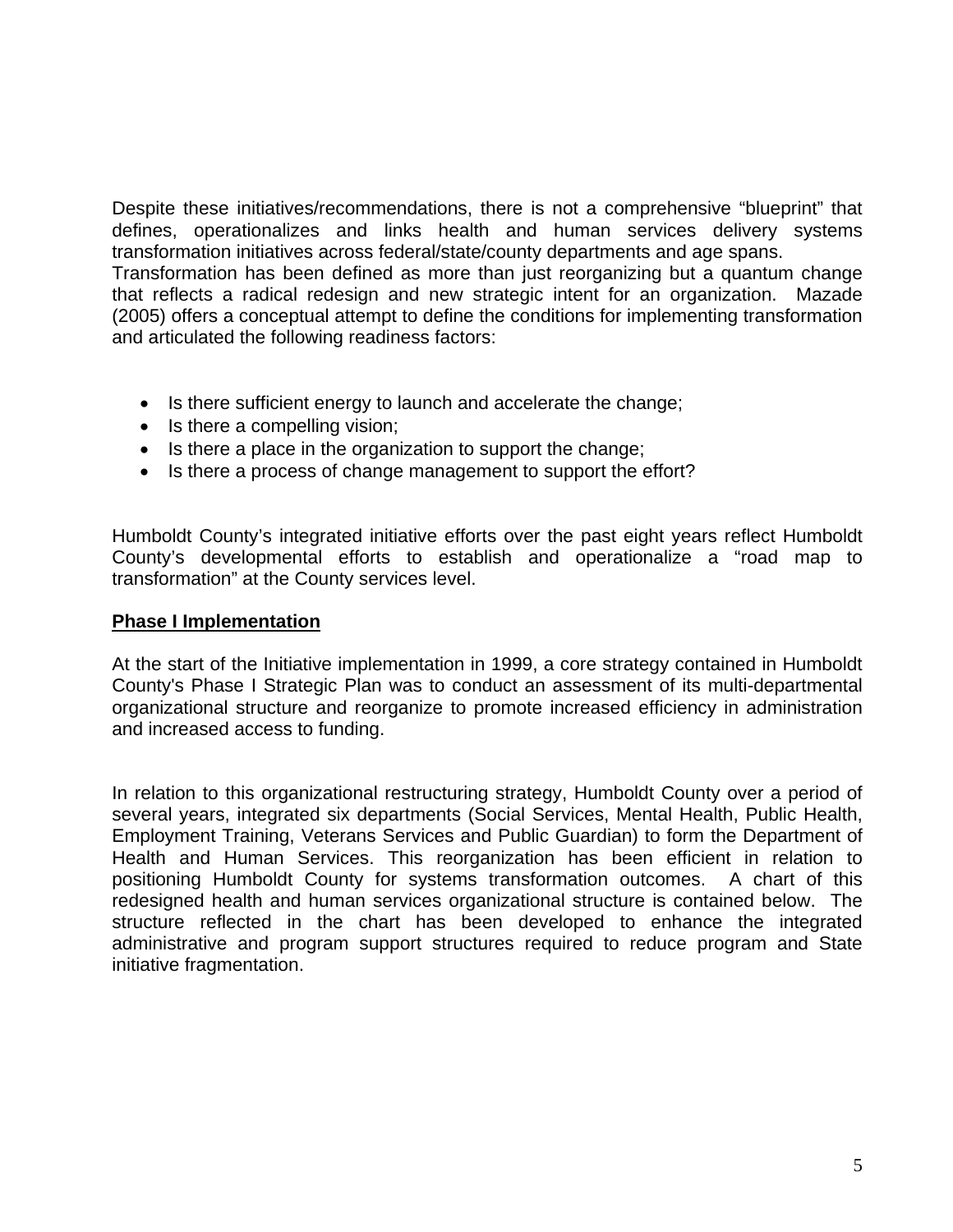Despite these initiatives/recommendations, there is not a comprehensive "blueprint" that defines, operationalizes and links health and human services delivery systems transformation initiatives across federal/state/county departments and age spans.
Transformation has been defined as more than just reorganizing but a quantum change that reflects a radical redesign and new strategic intent for an organization. Mazade (2005) offers a conceptual attempt to define the conditions for implementing transformation and articulated the following readiness factors:

- Is there sufficient energy to launch and accelerate the change;
- Is there a compelling vision;
- Is there a place in the organization to support the change;
- Is there a process of change management to support the effort?

Humboldt County's integrated initiative efforts over the past eight years reflect Humboldt County's developmental efforts to establish and operationalize a "road map to transformation" at the County services level.

## Phase I Implementation

At the start of the Initiative implementation in 1999, a core strategy contained in Humboldt County's Phase I Strategic Plan was to conduct an assessment of its multi-departmental organizational structure and reorganize to promote increased efficiency in administration and increased access to funding.

In relation to this organizational restructuring strategy, Humboldt County over a period of several years, integrated six departments (Social Services, Mental Health, Public Health, Employment Training, Veterans Services and Public Guardian) to form the Department of Health and Human Services. This reorganization has been efficient in relation to positioning Humboldt County for systems transformation outcomes. A chart of this redesigned health and human services organizational structure is contained below. The structure reflected in the chart has been developed to enhance the integrated administrative and program support structures required to reduce program and State initiative fragmentation.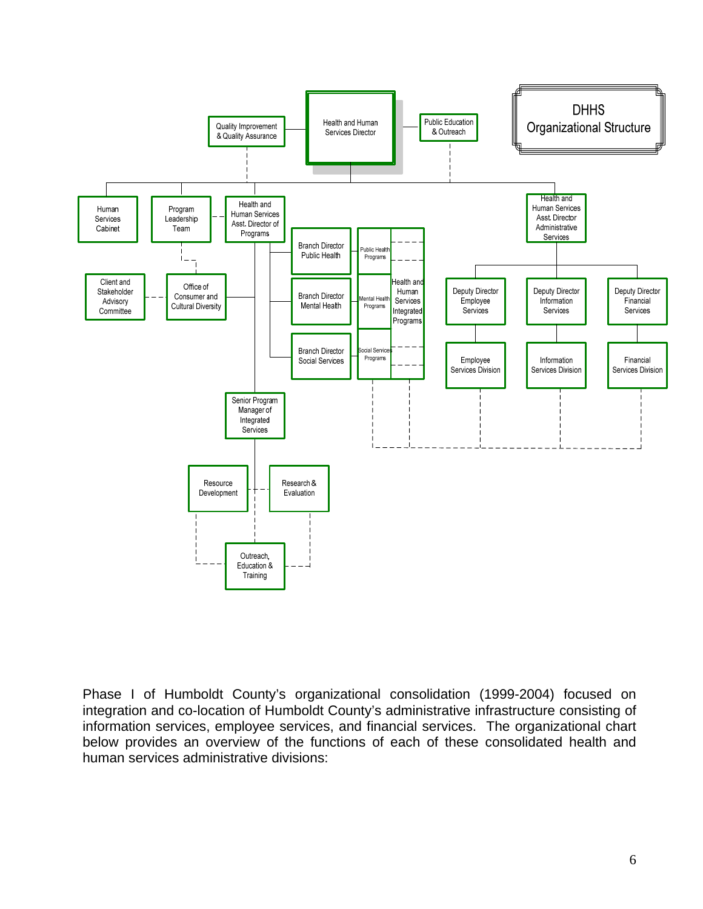## DHHS Organizational Structure

- **Health and Human Services Director**
  - Quality Improvement & Quality Assurance
  - Public Education & Outreach
  - Human Services Cabinet
  - Program Leadership Team
    - Office of Consumer and Cultural Diversity
      - Client and Stakeholder Advisory Committee
  - Health and Human Services Asst. Director of Programs
    - Branch Director Public Health
      - Public Health Programs
    - Branch Director Mental Health
      - Mental Health Programs
    - Branch Director Social Services
      - Social Services Programs
    - Health and Human Services Integrated Programs
    - Office of Consumer and Cultural Diversity
    - Senior Program Manager of Integrated Services
      - Resource Development
      - Research & Evaluation
      - Outreach, Education & Training
  - Health and Human Services Asst. Director Administrative Services
    - Deputy Director Employee Services
      - Employee Services Division
    - Deputy Director Information Services
      - Information Services Division
    - Deputy Director Financial Services
      - Financial Services Division

Phase I of Humboldt County's organizational consolidation (1999-2004) focused on integration and co-location of Humboldt County's administrative infrastructure consisting of information services, employee services, and financial services. The organizational chart below provides an overview of the functions of each of these consolidated health and human services administrative divisions: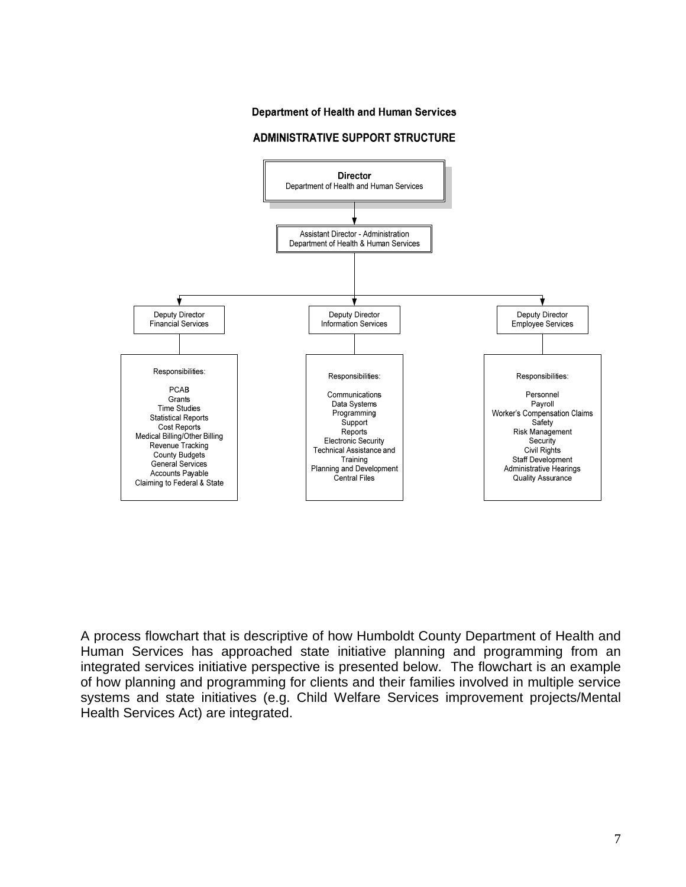## Department of Health and Human Services

### ADMINISTRATIVE SUPPORT STRUCTURE

**Director**
Department of Health and Human Services

↓

Assistant Director - Administration
Department of Health & Human Services

↓

| Deputy Director Financial Services | Deputy Director Information Services | Deputy Director Employee Services |
|---|---|---|
| Responsibilities:<br><br>PCAB<br>Grants<br>Time Studies<br>Statistical Reports<br>Cost Reports<br>Medical Billing/Other Billing<br>Revenue Tracking<br>County Budgets<br>General Services<br>Accounts Payable<br>Claiming to Federal & State | Responsibilities:<br><br>Communications<br>Data Systems<br>Programming<br>Support<br>Reports<br>Electronic Security<br>Technical Assistance and Training<br>Planning and Development<br>Central Files | Responsibilities:<br><br>Personnel<br>Payroll<br>Worker's Compensation Claims<br>Safety<br>Risk Management<br>Security<br>Civil Rights<br>Staff Development<br>Administrative Hearings<br>Quality Assurance |

A process flowchart that is descriptive of how Humboldt County Department of Health and Human Services has approached state initiative planning and programming from an integrated services initiative perspective is presented below. The flowchart is an example of how planning and programming for clients and their families involved in multiple service systems and state initiatives (e.g. Child Welfare Services improvement projects/Mental Health Services Act) are integrated.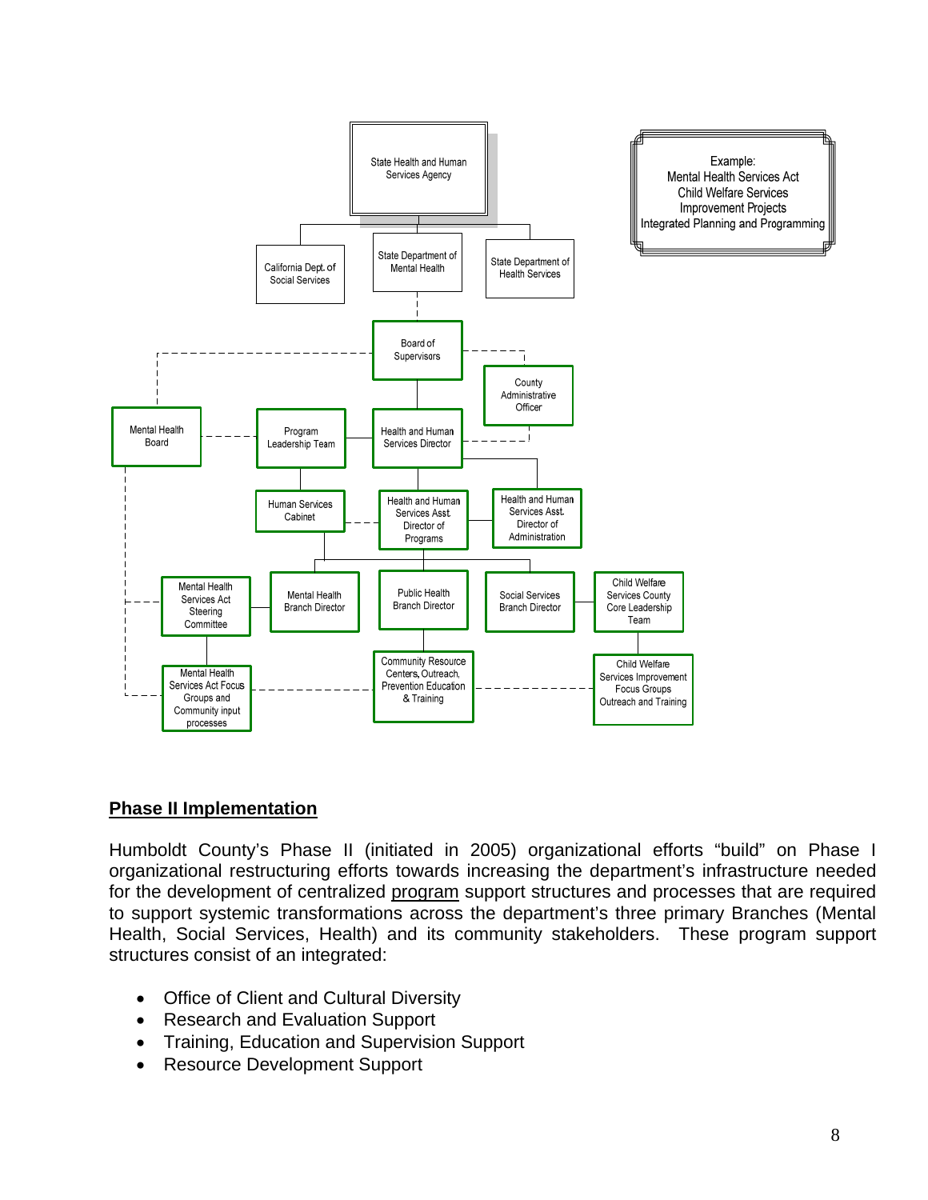State Health and Human Services Agency

California Dept. of Social Services

State Department of Mental Health

State Department of Health Services

Example:
Mental Health Services Act
Child Welfare Services
Improvement Projects
Integrated Planning and Programming

Board of Supervisors

County Administrative Officer

Mental Health Board

Program Leadership Team

Health and Human Services Director

Human Services Cabinet

Health and Human Services Asst. Director of Programs

Health and Human Services Asst. Director of Administration

Mental Health Services Act Steering Committee

Mental Health Branch Director

Public Health Branch Director

Social Services Branch Director

Child Welfare Services County Core Leadership Team

Mental Health Services Act Focus Groups and Community input processes

Community Resource Centers, Outreach, Prevention Education & Training

Child Welfare Services Improvement Focus Groups Outreach and Training

## Phase II Implementation

Humboldt County's Phase II (initiated in 2005) organizational efforts "build" on Phase I organizational restructuring efforts towards increasing the department's infrastructure needed for the development of centralized program support structures and processes that are required to support systemic transformations across the department's three primary Branches (Mental Health, Social Services, Health) and its community stakeholders. These program support structures consist of an integrated:

- Office of Client and Cultural Diversity
- Research and Evaluation Support
- Training, Education and Supervision Support
- Resource Development Support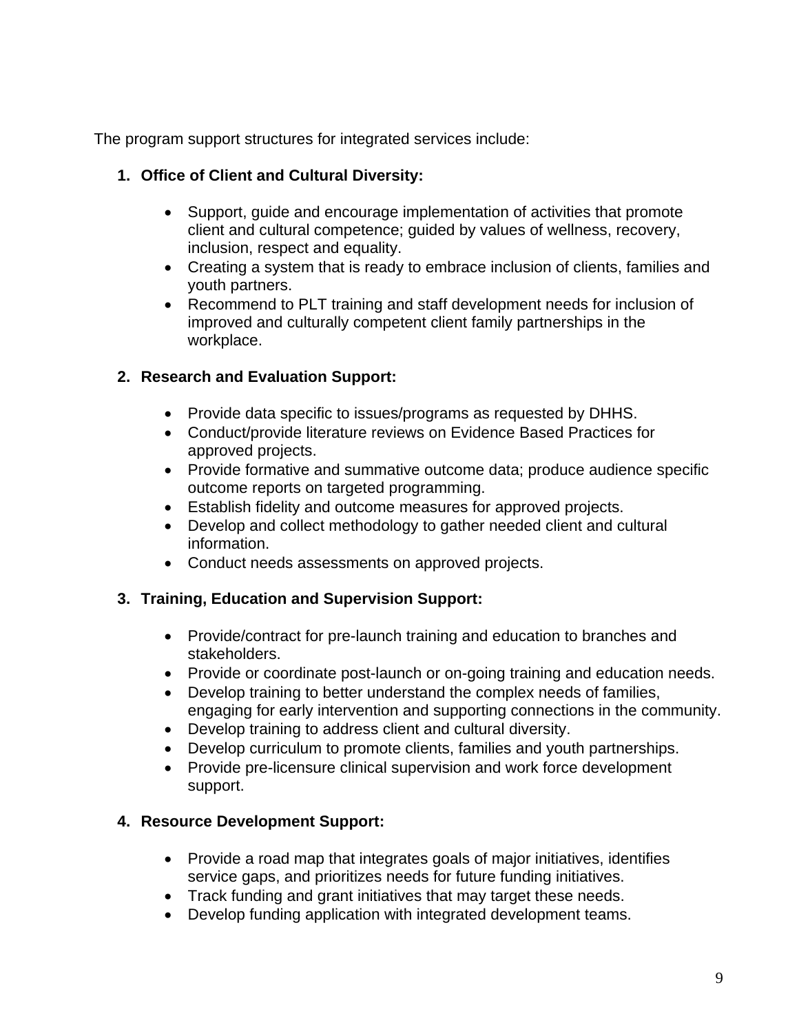The program support structures for integrated services include:

1. **Office of Client and Cultural Diversity:**

    - Support, guide and encourage implementation of activities that promote client and cultural competence; guided by values of wellness, recovery, inclusion, respect and equality.
    - Creating a system that is ready to embrace inclusion of clients, families and youth partners.
    - Recommend to PLT training and staff development needs for inclusion of improved and culturally competent client family partnerships in the workplace.

2. **Research and Evaluation Support:**

    - Provide data specific to issues/programs as requested by DHHS.
    - Conduct/provide literature reviews on Evidence Based Practices for approved projects.
    - Provide formative and summative outcome data; produce audience specific outcome reports on targeted programming.
    - Establish fidelity and outcome measures for approved projects.
    - Develop and collect methodology to gather needed client and cultural information.
    - Conduct needs assessments on approved projects.

3. **Training, Education and Supervision Support:**

    - Provide/contract for pre-launch training and education to branches and stakeholders.
    - Provide or coordinate post-launch or on-going training and education needs.
    - Develop training to better understand the complex needs of families, engaging for early intervention and supporting connections in the community.
    - Develop training to address client and cultural diversity.
    - Develop curriculum to promote clients, families and youth partnerships.
    - Provide pre-licensure clinical supervision and work force development support.

4. **Resource Development Support:**

    - Provide a road map that integrates goals of major initiatives, identifies service gaps, and prioritizes needs for future funding initiatives.
    - Track funding and grant initiatives that may target these needs.
    - Develop funding application with integrated development teams.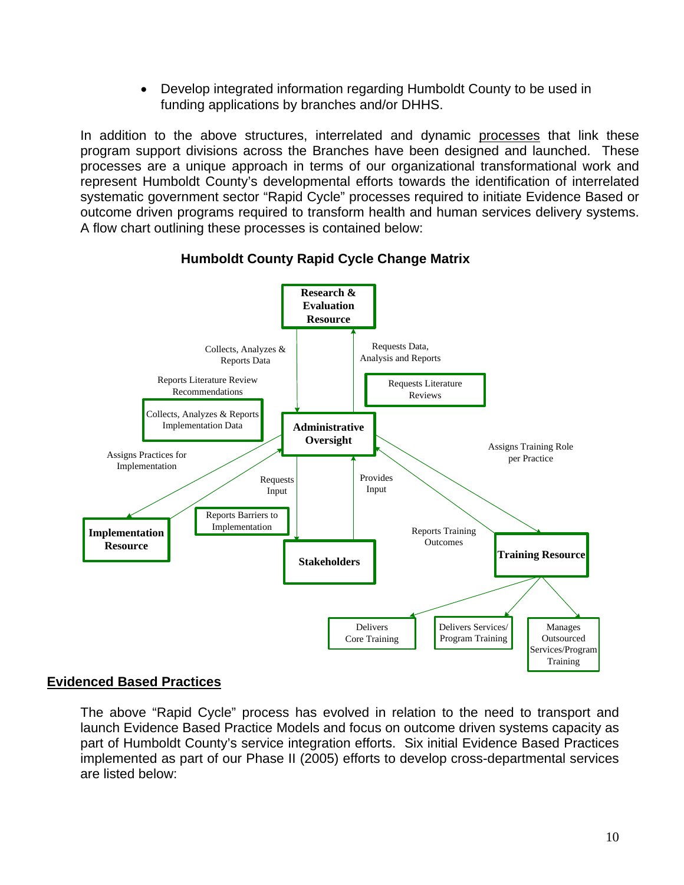- Develop integrated information regarding Humboldt County to be used in funding applications by branches and/or DHHS.

In addition to the above structures, interrelated and dynamic processes that link these program support divisions across the Branches have been designed and launched. These processes are a unique approach in terms of our organizational transformational work and represent Humboldt County's developmental efforts towards the identification of interrelated systematic government sector "Rapid Cycle" processes required to initiate Evidence Based or outcome driven programs required to transform health and human services delivery systems. A flow chart outlining these processes is contained below:

**Humboldt County Rapid Cycle Change Matrix**

**Research & Evaluation Resource**

Collects, Analyzes & Reports Data

Requests Data, Analysis and Reports

Reports Literature Review Recommendations

Requests Literature Reviews

Collects, Analyzes & Reports Implementation Data

**Administrative Oversight**

Assigns Practices for Implementation

Assigns Training Role per Practice

Requests Input

Provides Input

Reports Barriers to Implementation

Reports Training Outcomes

**Implementation Resource**

**Stakeholders**

**Training Resource**

Delivers Core Training

Delivers Services/ Program Training

Manages Outsourced Services/Program Training

## Evidenced Based Practices

The above "Rapid Cycle" process has evolved in relation to the need to transport and launch Evidence Based Practice Models and focus on outcome driven systems capacity as part of Humboldt County's service integration efforts. Six initial Evidence Based Practices implemented as part of our Phase II (2005) efforts to develop cross-departmental services are listed below: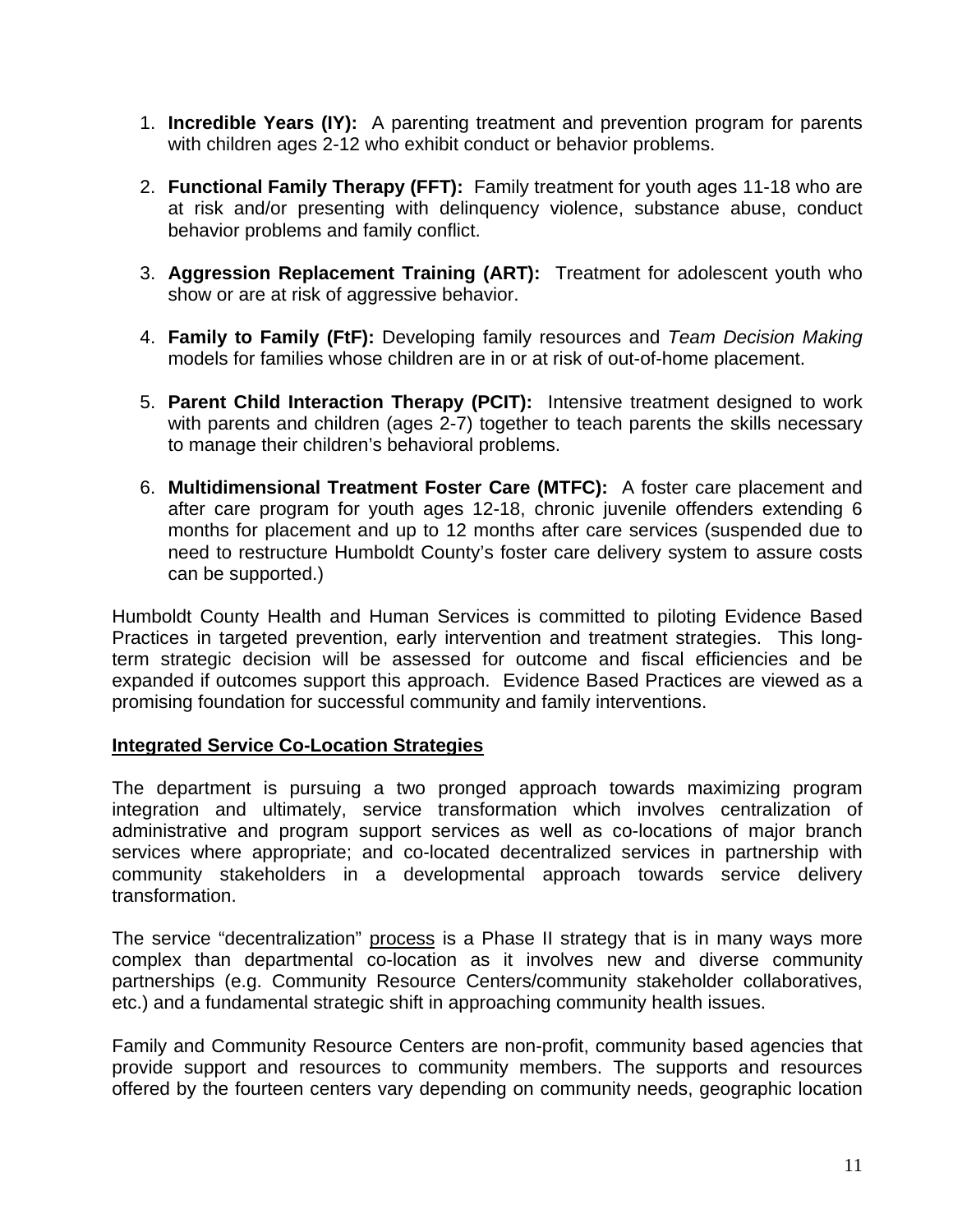1. **Incredible Years (IY):** A parenting treatment and prevention program for parents with children ages 2-12 who exhibit conduct or behavior problems.

2. **Functional Family Therapy (FFT):** Family treatment for youth ages 11-18 who are at risk and/or presenting with delinquency violence, substance abuse, conduct behavior problems and family conflict.

3. **Aggression Replacement Training (ART):** Treatment for adolescent youth who show or are at risk of aggressive behavior.

4. **Family to Family (FtF):** Developing family resources and *Team Decision Making* models for families whose children are in or at risk of out-of-home placement.

5. **Parent Child Interaction Therapy (PCIT):** Intensive treatment designed to work with parents and children (ages 2-7) together to teach parents the skills necessary to manage their children's behavioral problems.

6. **Multidimensional Treatment Foster Care (MTFC):** A foster care placement and after care program for youth ages 12-18, chronic juvenile offenders extending 6 months for placement and up to 12 months after care services (suspended due to need to restructure Humboldt County's foster care delivery system to assure costs can be supported.)

Humboldt County Health and Human Services is committed to piloting Evidence Based Practices in targeted prevention, early intervention and treatment strategies. This long-term strategic decision will be assessed for outcome and fiscal efficiencies and be expanded if outcomes support this approach. Evidence Based Practices are viewed as a promising foundation for successful community and family interventions.

**Integrated Service Co-Location Strategies**

The department is pursuing a two pronged approach towards maximizing program integration and ultimately, service transformation which involves centralization of administrative and program support services as well as co-locations of major branch services where appropriate; and co-located decentralized services in partnership with community stakeholders in a developmental approach towards service delivery transformation.

The service "decentralization" process is a Phase II strategy that is in many ways more complex than departmental co-location as it involves new and diverse community partnerships (e.g. Community Resource Centers/community stakeholder collaboratives, etc.) and a fundamental strategic shift in approaching community health issues.

Family and Community Resource Centers are non-profit, community based agencies that provide support and resources to community members. The supports and resources offered by the fourteen centers vary depending on community needs, geographic location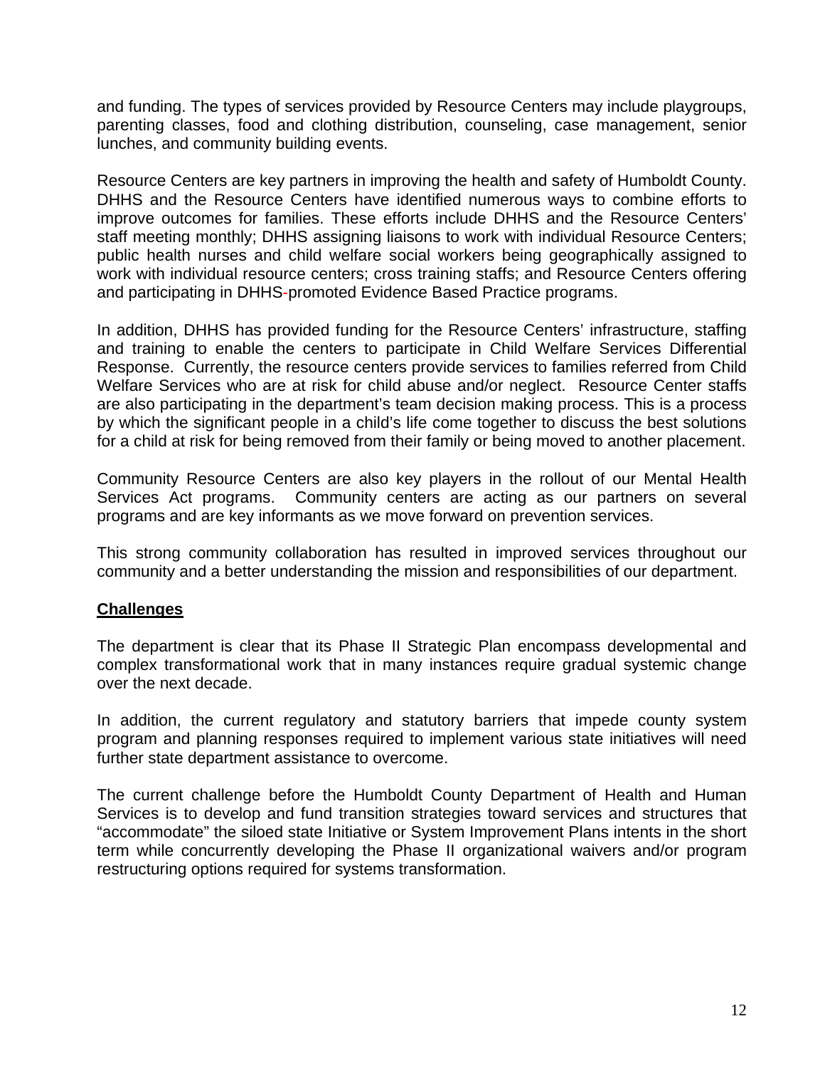and funding. The types of services provided by Resource Centers may include playgroups, parenting classes, food and clothing distribution, counseling, case management, senior lunches, and community building events.

Resource Centers are key partners in improving the health and safety of Humboldt County. DHHS and the Resource Centers have identified numerous ways to combine efforts to improve outcomes for families. These efforts include DHHS and the Resource Centers' staff meeting monthly; DHHS assigning liaisons to work with individual Resource Centers; public health nurses and child welfare social workers being geographically assigned to work with individual resource centers; cross training staffs; and Resource Centers offering and participating in DHHS-promoted Evidence Based Practice programs.

In addition, DHHS has provided funding for the Resource Centers' infrastructure, staffing and training to enable the centers to participate in Child Welfare Services Differential Response. Currently, the resource centers provide services to families referred from Child Welfare Services who are at risk for child abuse and/or neglect. Resource Center staffs are also participating in the department's team decision making process. This is a process by which the significant people in a child's life come together to discuss the best solutions for a child at risk for being removed from their family or being moved to another placement.

Community Resource Centers are also key players in the rollout of our Mental Health Services Act programs. Community centers are acting as our partners on several programs and are key informants as we move forward on prevention services.

This strong community collaboration has resulted in improved services throughout our community and a better understanding the mission and responsibilities of our department.

**Challenges**

The department is clear that its Phase II Strategic Plan encompass developmental and complex transformational work that in many instances require gradual systemic change over the next decade.

In addition, the current regulatory and statutory barriers that impede county system program and planning responses required to implement various state initiatives will need further state department assistance to overcome.

The current challenge before the Humboldt County Department of Health and Human Services is to develop and fund transition strategies toward services and structures that "accommodate" the siloed state Initiative or System Improvement Plans intents in the short term while concurrently developing the Phase II organizational waivers and/or program restructuring options required for systems transformation.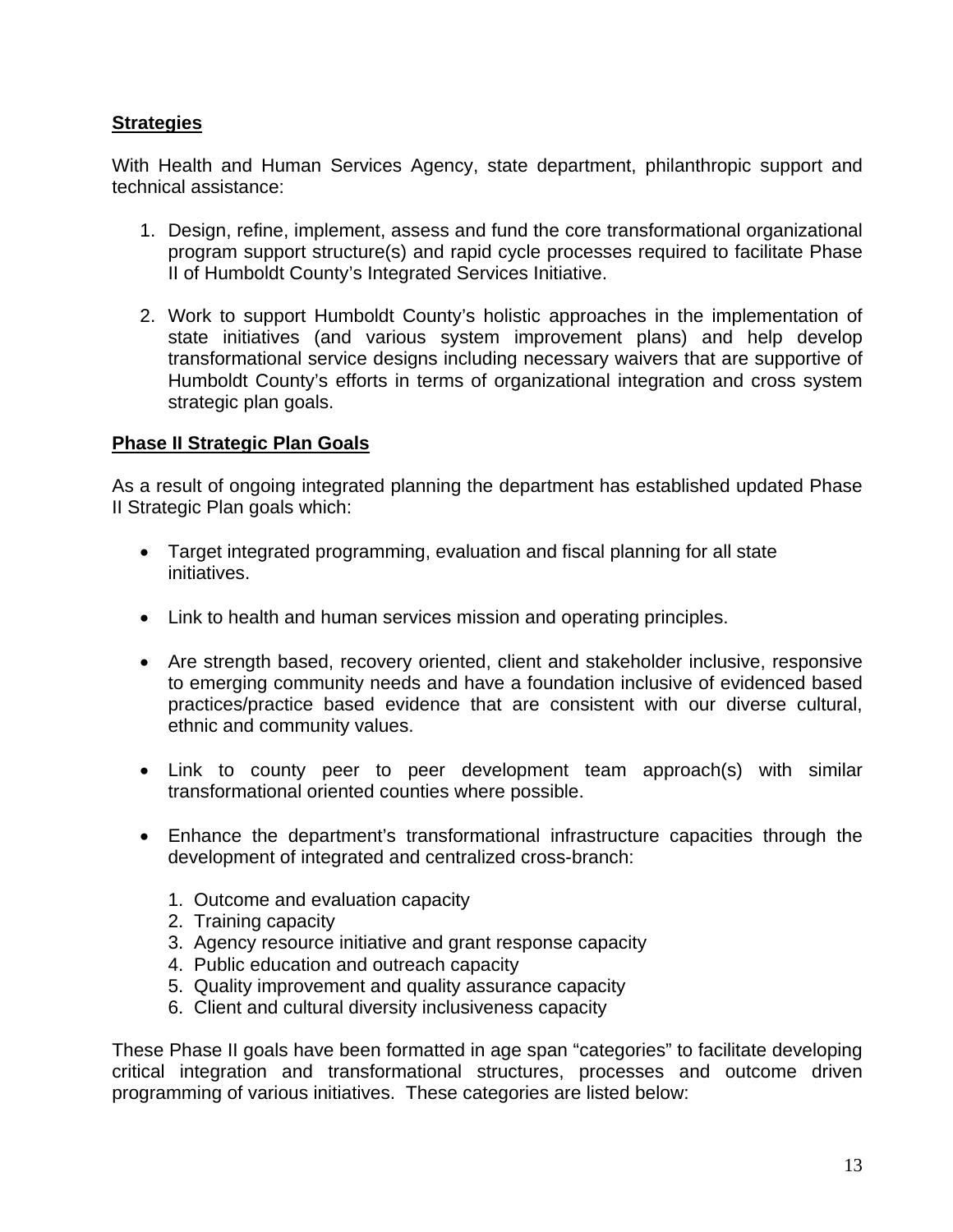**Strategies**

With Health and Human Services Agency, state department, philanthropic support and technical assistance:

1. Design, refine, implement, assess and fund the core transformational organizational program support structure(s) and rapid cycle processes required to facilitate Phase II of Humboldt County's Integrated Services Initiative.

2. Work to support Humboldt County's holistic approaches in the implementation of state initiatives (and various system improvement plans) and help develop transformational service designs including necessary waivers that are supportive of Humboldt County's efforts in terms of organizational integration and cross system strategic plan goals.

**Phase II Strategic Plan Goals**

As a result of ongoing integrated planning the department has established updated Phase II Strategic Plan goals which:

- Target integrated programming, evaluation and fiscal planning for all state initiatives.

- Link to health and human services mission and operating principles.

- Are strength based, recovery oriented, client and stakeholder inclusive, responsive to emerging community needs and have a foundation inclusive of evidenced based practices/practice based evidence that are consistent with our diverse cultural, ethnic and community values.

- Link to county peer to peer development team approach(s) with similar transformational oriented counties where possible.

- Enhance the department's transformational infrastructure capacities through the development of integrated and centralized cross-branch:

  1. Outcome and evaluation capacity
  2. Training capacity
  3. Agency resource initiative and grant response capacity
  4. Public education and outreach capacity
  5. Quality improvement and quality assurance capacity
  6. Client and cultural diversity inclusiveness capacity

These Phase II goals have been formatted in age span "categories" to facilitate developing critical integration and transformational structures, processes and outcome driven programming of various initiatives. These categories are listed below: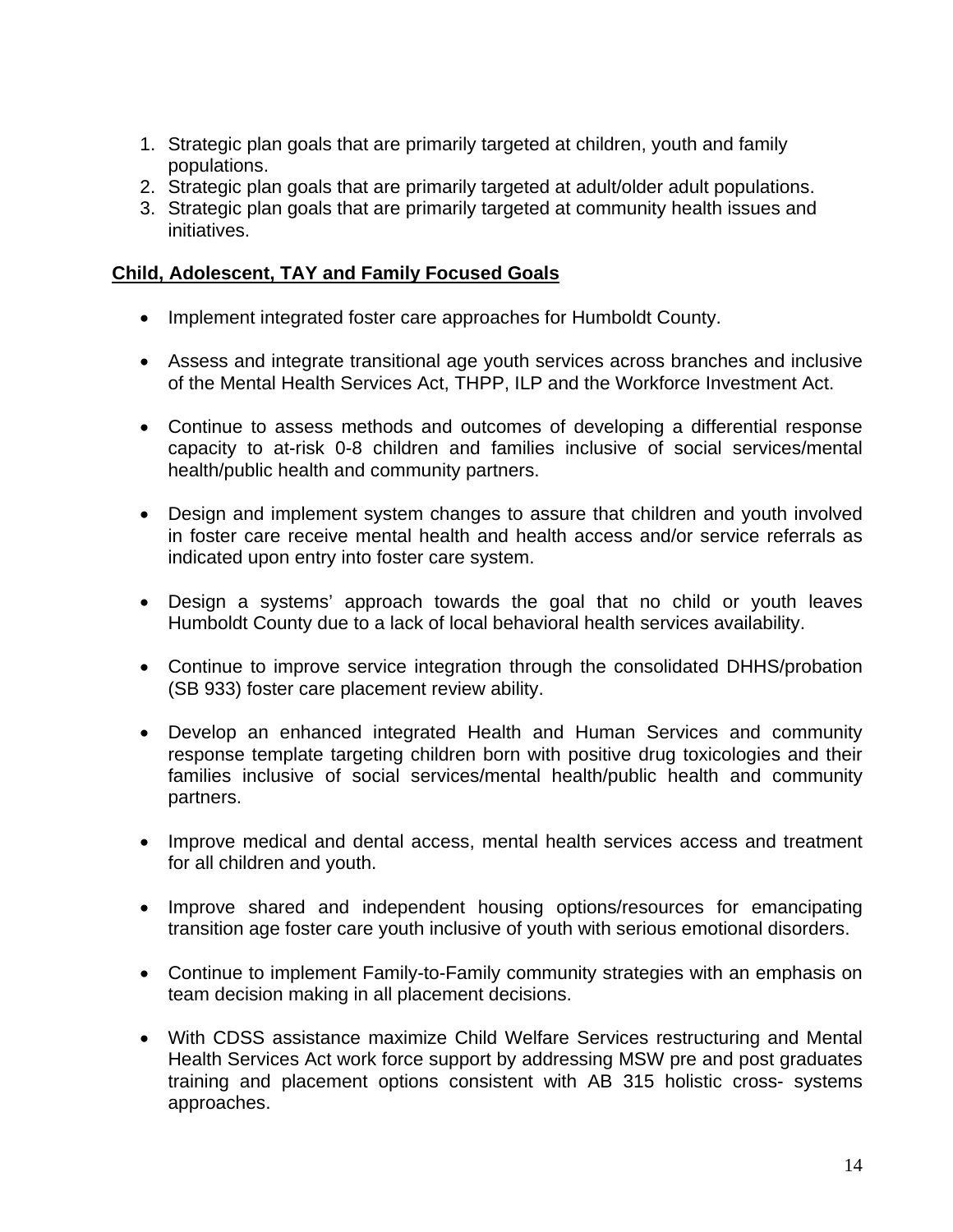1. Strategic plan goals that are primarily targeted at children, youth and family populations.
2. Strategic plan goals that are primarily targeted at adult/older adult populations.
3. Strategic plan goals that are primarily targeted at community health issues and initiatives.

## Child, Adolescent, TAY and Family Focused Goals

- Implement integrated foster care approaches for Humboldt County.
- Assess and integrate transitional age youth services across branches and inclusive of the Mental Health Services Act, THPP, ILP and the Workforce Investment Act.
- Continue to assess methods and outcomes of developing a differential response capacity to at-risk 0-8 children and families inclusive of social services/mental health/public health and community partners.
- Design and implement system changes to assure that children and youth involved in foster care receive mental health and health access and/or service referrals as indicated upon entry into foster care system.
- Design a systems' approach towards the goal that no child or youth leaves Humboldt County due to a lack of local behavioral health services availability.
- Continue to improve service integration through the consolidated DHHS/probation (SB 933) foster care placement review ability.
- Develop an enhanced integrated Health and Human Services and community response template targeting children born with positive drug toxicologies and their families inclusive of social services/mental health/public health and community partners.
- Improve medical and dental access, mental health services access and treatment for all children and youth.
- Improve shared and independent housing options/resources for emancipating transition age foster care youth inclusive of youth with serious emotional disorders.
- Continue to implement Family-to-Family community strategies with an emphasis on team decision making in all placement decisions.
- With CDSS assistance maximize Child Welfare Services restructuring and Mental Health Services Act work force support by addressing MSW pre and post graduates training and placement options consistent with AB 315 holistic cross- systems approaches.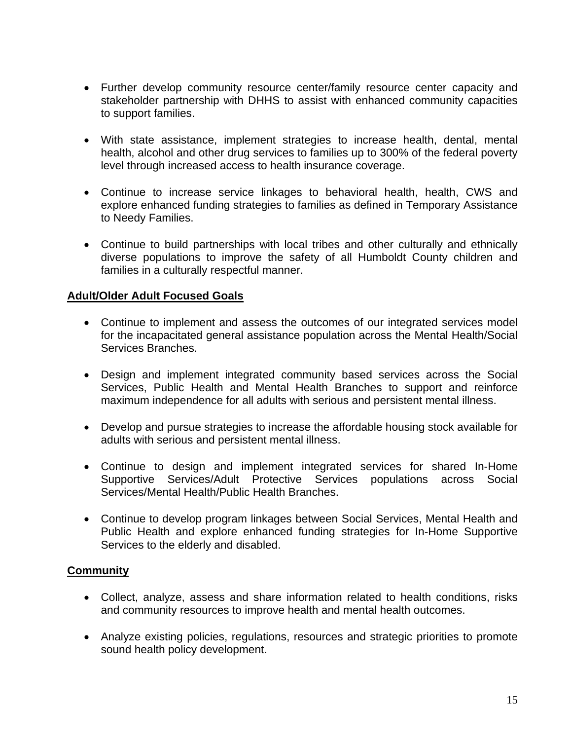- Further develop community resource center/family resource center capacity and stakeholder partnership with DHHS to assist with enhanced community capacities to support families.

- With state assistance, implement strategies to increase health, dental, mental health, alcohol and other drug services to families up to 300% of the federal poverty level through increased access to health insurance coverage.

- Continue to increase service linkages to behavioral health, health, CWS and explore enhanced funding strategies to families as defined in Temporary Assistance to Needy Families.

- Continue to build partnerships with local tribes and other culturally and ethnically diverse populations to improve the safety of all Humboldt County children and families in a culturally respectful manner.

**Adult/Older Adult Focused Goals**

- Continue to implement and assess the outcomes of our integrated services model for the incapacitated general assistance population across the Mental Health/Social Services Branches.

- Design and implement integrated community based services across the Social Services, Public Health and Mental Health Branches to support and reinforce maximum independence for all adults with serious and persistent mental illness.

- Develop and pursue strategies to increase the affordable housing stock available for adults with serious and persistent mental illness.

- Continue to design and implement integrated services for shared In-Home Supportive Services/Adult Protective Services populations across Social Services/Mental Health/Public Health Branches.

- Continue to develop program linkages between Social Services, Mental Health and Public Health and explore enhanced funding strategies for In-Home Supportive Services to the elderly and disabled.

**Community**

- Collect, analyze, assess and share information related to health conditions, risks and community resources to improve health and mental health outcomes.

- Analyze existing policies, regulations, resources and strategic priorities to promote sound health policy development.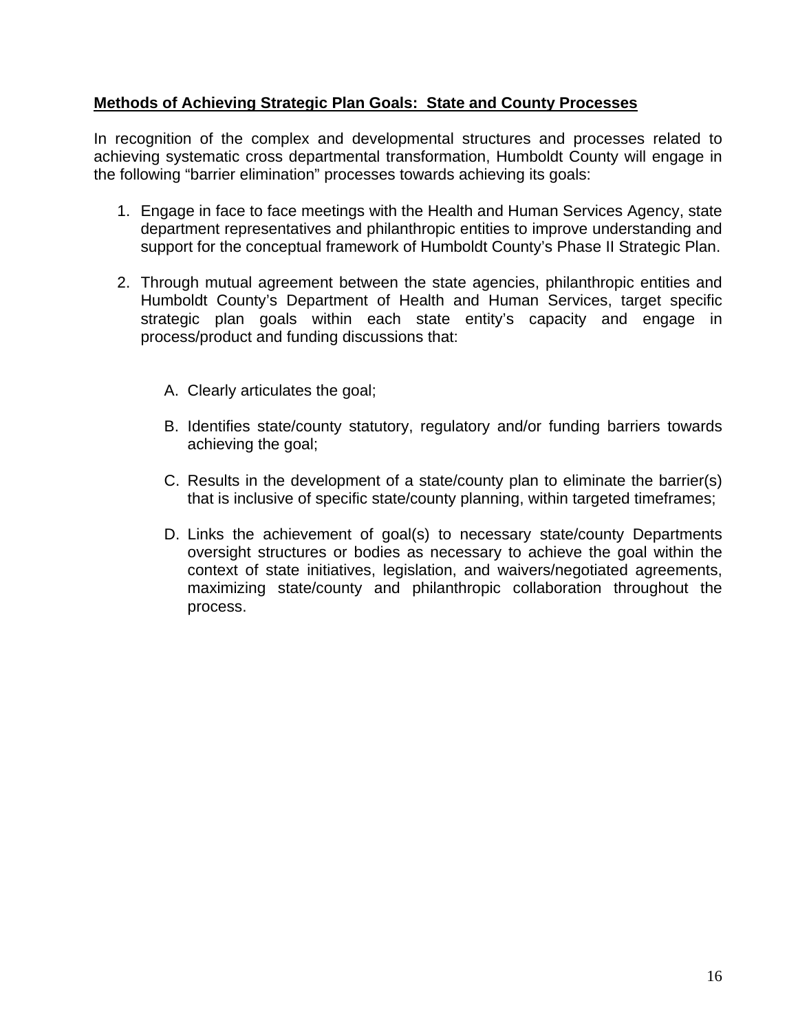**<u>Methods of Achieving Strategic Plan Goals: State and County Processes</u>**

In recognition of the complex and developmental structures and processes related to achieving systematic cross departmental transformation, Humboldt County will engage in the following "barrier elimination" processes towards achieving its goals:

1. Engage in face to face meetings with the Health and Human Services Agency, state department representatives and philanthropic entities to improve understanding and support for the conceptual framework of Humboldt County's Phase II Strategic Plan.

2. Through mutual agreement between the state agencies, philanthropic entities and Humboldt County's Department of Health and Human Services, target specific strategic plan goals within each state entity's capacity and engage in process/product and funding discussions that:

   A. Clearly articulates the goal;

   B. Identifies state/county statutory, regulatory and/or funding barriers towards achieving the goal;

   C. Results in the development of a state/county plan to eliminate the barrier(s) that is inclusive of specific state/county planning, within targeted timeframes;

   D. Links the achievement of goal(s) to necessary state/county Departments oversight structures or bodies as necessary to achieve the goal within the context of state initiatives, legislation, and waivers/negotiated agreements, maximizing state/county and philanthropic collaboration throughout the process.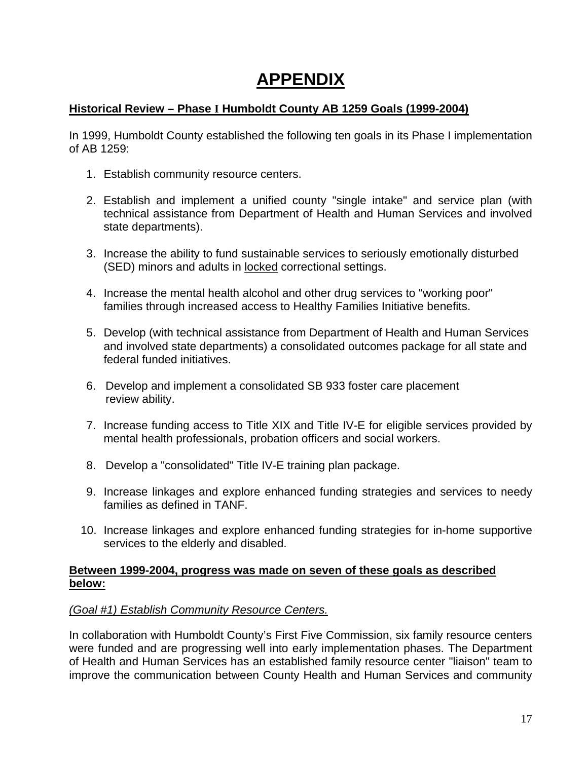# APPENDIX

**Historical Review – Phase I Humboldt County AB 1259 Goals (1999-2004)**

In 1999, Humboldt County established the following ten goals in its Phase I implementation of AB 1259:

1. Establish community resource centers.
2. Establish and implement a unified county "single intake" and service plan (with technical assistance from Department of Health and Human Services and involved state departments).
3. Increase the ability to fund sustainable services to seriously emotionally disturbed (SED) minors and adults in locked correctional settings.
4. Increase the mental health alcohol and other drug services to "working poor" families through increased access to Healthy Families Initiative benefits.
5. Develop (with technical assistance from Department of Health and Human Services and involved state departments) a consolidated outcomes package for all state and federal funded initiatives.
6. Develop and implement a consolidated SB 933 foster care placement review ability.
7. Increase funding access to Title XIX and Title IV-E for eligible services provided by mental health professionals, probation officers and social workers.
8. Develop a "consolidated" Title IV-E training plan package.
9. Increase linkages and explore enhanced funding strategies and services to needy families as defined in TANF.
10. Increase linkages and explore enhanced funding strategies for in-home supportive services to the elderly and disabled.

**Between 1999-2004, progress was made on seven of these goals as described below:**

*(Goal #1) Establish Community Resource Centers.*

In collaboration with Humboldt County's First Five Commission, six family resource centers were funded and are progressing well into early implementation phases. The Department of Health and Human Services has an established family resource center "liaison" team to improve the communication between County Health and Human Services and community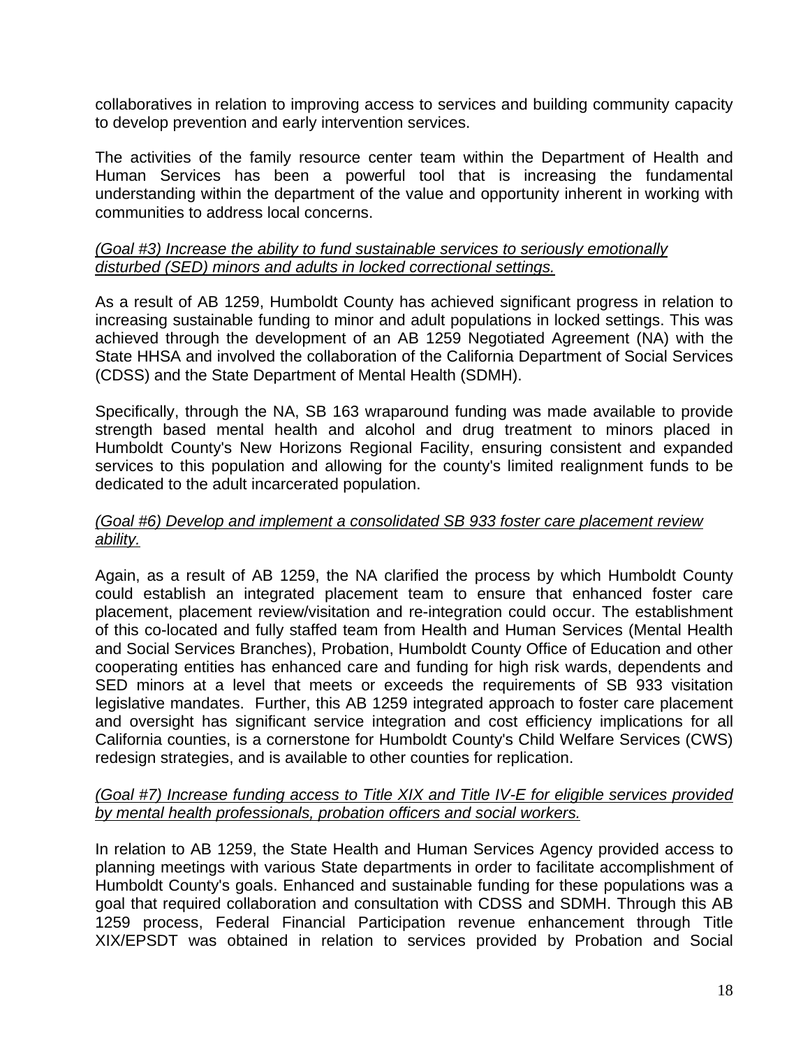collaboratives in relation to improving access to services and building community capacity to develop prevention and early intervention services.

The activities of the family resource center team within the Department of Health and Human Services has been a powerful tool that is increasing the fundamental understanding within the department of the value and opportunity inherent in working with communities to address local concerns.

*(Goal #3) Increase the ability to fund sustainable services to seriously emotionally disturbed (SED) minors and adults in locked correctional settings.*

As a result of AB 1259, Humboldt County has achieved significant progress in relation to increasing sustainable funding to minor and adult populations in locked settings. This was achieved through the development of an AB 1259 Negotiated Agreement (NA) with the State HHSA and involved the collaboration of the California Department of Social Services (CDSS) and the State Department of Mental Health (SDMH).

Specifically, through the NA, SB 163 wraparound funding was made available to provide strength based mental health and alcohol and drug treatment to minors placed in Humboldt County's New Horizons Regional Facility, ensuring consistent and expanded services to this population and allowing for the county's limited realignment funds to be dedicated to the adult incarcerated population.

*(Goal #6) Develop and implement a consolidated SB 933 foster care placement review ability.*

Again, as a result of AB 1259, the NA clarified the process by which Humboldt County could establish an integrated placement team to ensure that enhanced foster care placement, placement review/visitation and re-integration could occur. The establishment of this co-located and fully staffed team from Health and Human Services (Mental Health and Social Services Branches), Probation, Humboldt County Office of Education and other cooperating entities has enhanced care and funding for high risk wards, dependents and SED minors at a level that meets or exceeds the requirements of SB 933 visitation legislative mandates. Further, this AB 1259 integrated approach to foster care placement and oversight has significant service integration and cost efficiency implications for all California counties, is a cornerstone for Humboldt County's Child Welfare Services (CWS) redesign strategies, and is available to other counties for replication.

*(Goal #7) Increase funding access to Title XIX and Title IV-E for eligible services provided by mental health professionals, probation officers and social workers.*

In relation to AB 1259, the State Health and Human Services Agency provided access to planning meetings with various State departments in order to facilitate accomplishment of Humboldt County's goals. Enhanced and sustainable funding for these populations was a goal that required collaboration and consultation with CDSS and SDMH. Through this AB 1259 process, Federal Financial Participation revenue enhancement through Title XIX/EPSDT was obtained in relation to services provided by Probation and Social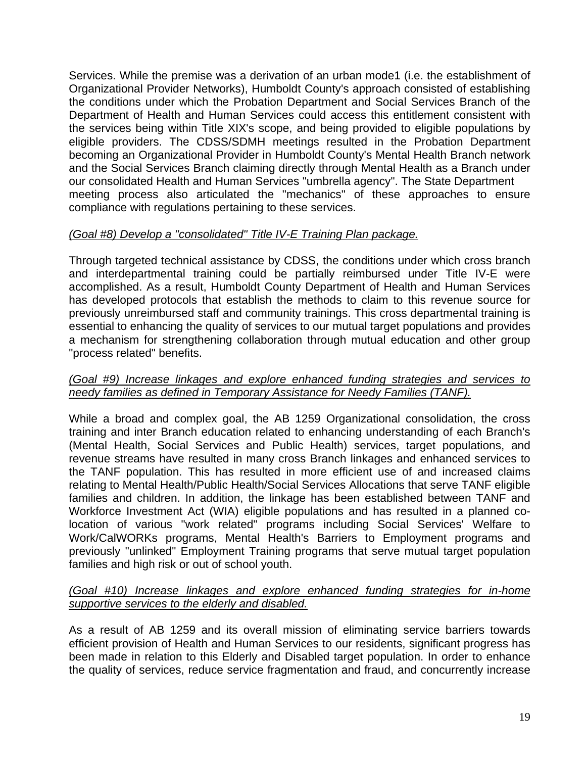Services. While the premise was a derivation of an urban mode1 (i.e. the establishment of Organizational Provider Networks), Humboldt County's approach consisted of establishing the conditions under which the Probation Department and Social Services Branch of the Department of Health and Human Services could access this entitlement consistent with the services being within Title XIX's scope, and being provided to eligible populations by eligible providers. The CDSS/SDMH meetings resulted in the Probation Department becoming an Organizational Provider in Humboldt County's Mental Health Branch network and the Social Services Branch claiming directly through Mental Health as a Branch under our consolidated Health and Human Services "umbrella agency". The State Department meeting process also articulated the "mechanics" of these approaches to ensure compliance with regulations pertaining to these services.

*(Goal #8) Develop a "consolidated" Title IV-E Training Plan package.*

Through targeted technical assistance by CDSS, the conditions under which cross branch and interdepartmental training could be partially reimbursed under Title IV-E were accomplished. As a result, Humboldt County Department of Health and Human Services has developed protocols that establish the methods to claim to this revenue source for previously unreimbursed staff and community trainings. This cross departmental training is essential to enhancing the quality of services to our mutual target populations and provides a mechanism for strengthening collaboration through mutual education and other group "process related" benefits.

*(Goal #9) Increase linkages and explore enhanced funding strategies and services to needy families as defined in Temporary Assistance for Needy Families (TANF).*

While a broad and complex goal, the AB 1259 Organizational consolidation, the cross training and inter Branch education related to enhancing understanding of each Branch's (Mental Health, Social Services and Public Health) services, target populations, and revenue streams have resulted in many cross Branch linkages and enhanced services to the TANF population. This has resulted in more efficient use of and increased claims relating to Mental Health/Public Health/Social Services Allocations that serve TANF eligible families and children. In addition, the linkage has been established between TANF and Workforce Investment Act (WIA) eligible populations and has resulted in a planned co-location of various "work related" programs including Social Services' Welfare to Work/CalWORKs programs, Mental Health's Barriers to Employment programs and previously "unlinked" Employment Training programs that serve mutual target population families and high risk or out of school youth.

*(Goal #10) Increase linkages and explore enhanced funding strategies for in-home supportive services to the elderly and disabled.*

As a result of AB 1259 and its overall mission of eliminating service barriers towards efficient provision of Health and Human Services to our residents, significant progress has been made in relation to this Elderly and Disabled target population. In order to enhance the quality of services, reduce service fragmentation and fraud, and concurrently increase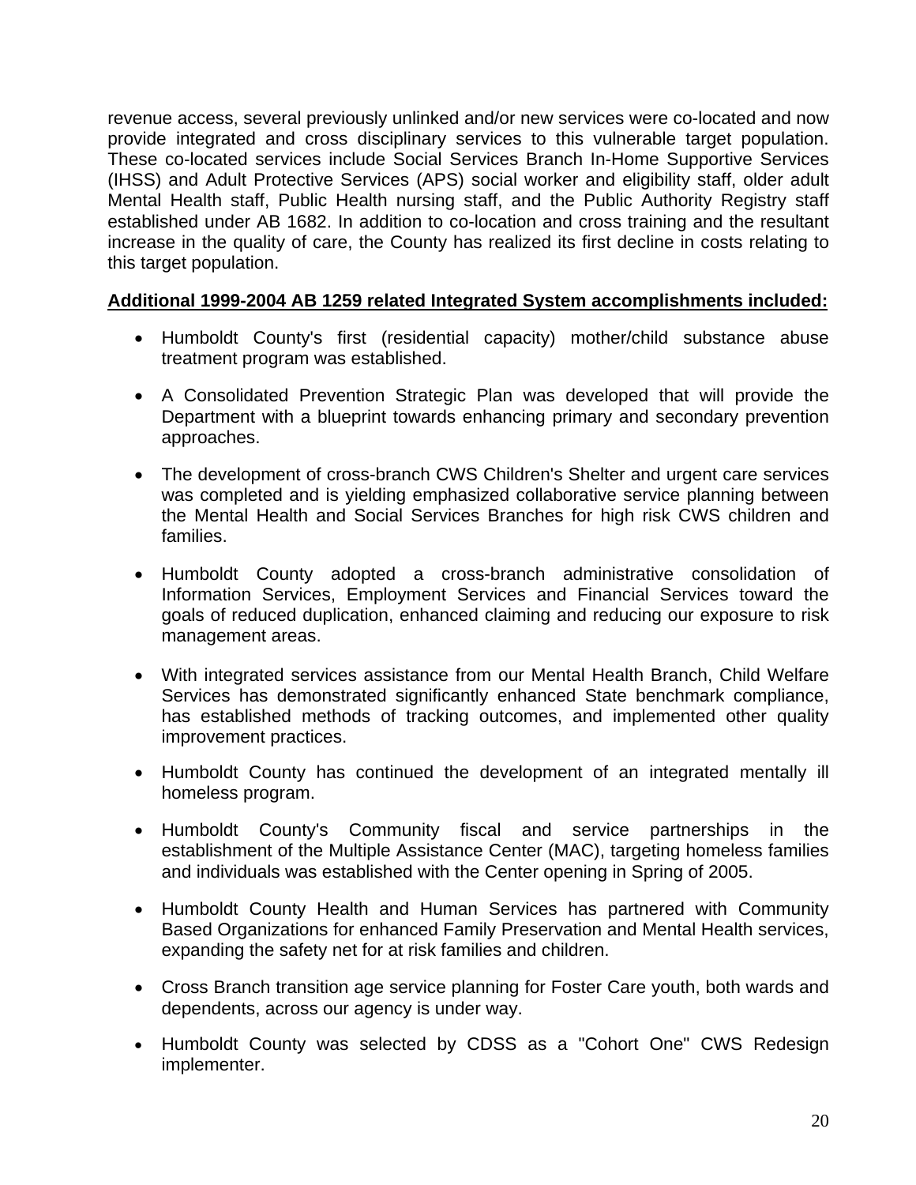revenue access, several previously unlinked and/or new services were co-located and now provide integrated and cross disciplinary services to this vulnerable target population. These co-located services include Social Services Branch In-Home Supportive Services (IHSS) and Adult Protective Services (APS) social worker and eligibility staff, older adult Mental Health staff, Public Health nursing staff, and the Public Authority Registry staff established under AB 1682. In addition to co-location and cross training and the resultant increase in the quality of care, the County has realized its first decline in costs relating to this target population.

**Additional 1999-2004 AB 1259 related Integrated System accomplishments included:**

- Humboldt County's first (residential capacity) mother/child substance abuse treatment program was established.
- A Consolidated Prevention Strategic Plan was developed that will provide the Department with a blueprint towards enhancing primary and secondary prevention approaches.
- The development of cross-branch CWS Children's Shelter and urgent care services was completed and is yielding emphasized collaborative service planning between the Mental Health and Social Services Branches for high risk CWS children and families.
- Humboldt County adopted a cross-branch administrative consolidation of Information Services, Employment Services and Financial Services toward the goals of reduced duplication, enhanced claiming and reducing our exposure to risk management areas.
- With integrated services assistance from our Mental Health Branch, Child Welfare Services has demonstrated significantly enhanced State benchmark compliance, has established methods of tracking outcomes, and implemented other quality improvement practices.
- Humboldt County has continued the development of an integrated mentally ill homeless program.
- Humboldt County's Community fiscal and service partnerships in the establishment of the Multiple Assistance Center (MAC), targeting homeless families and individuals was established with the Center opening in Spring of 2005.
- Humboldt County Health and Human Services has partnered with Community Based Organizations for enhanced Family Preservation and Mental Health services, expanding the safety net for at risk families and children.
- Cross Branch transition age service planning for Foster Care youth, both wards and dependents, across our agency is under way.
- Humboldt County was selected by CDSS as a "Cohort One" CWS Redesign implementer.